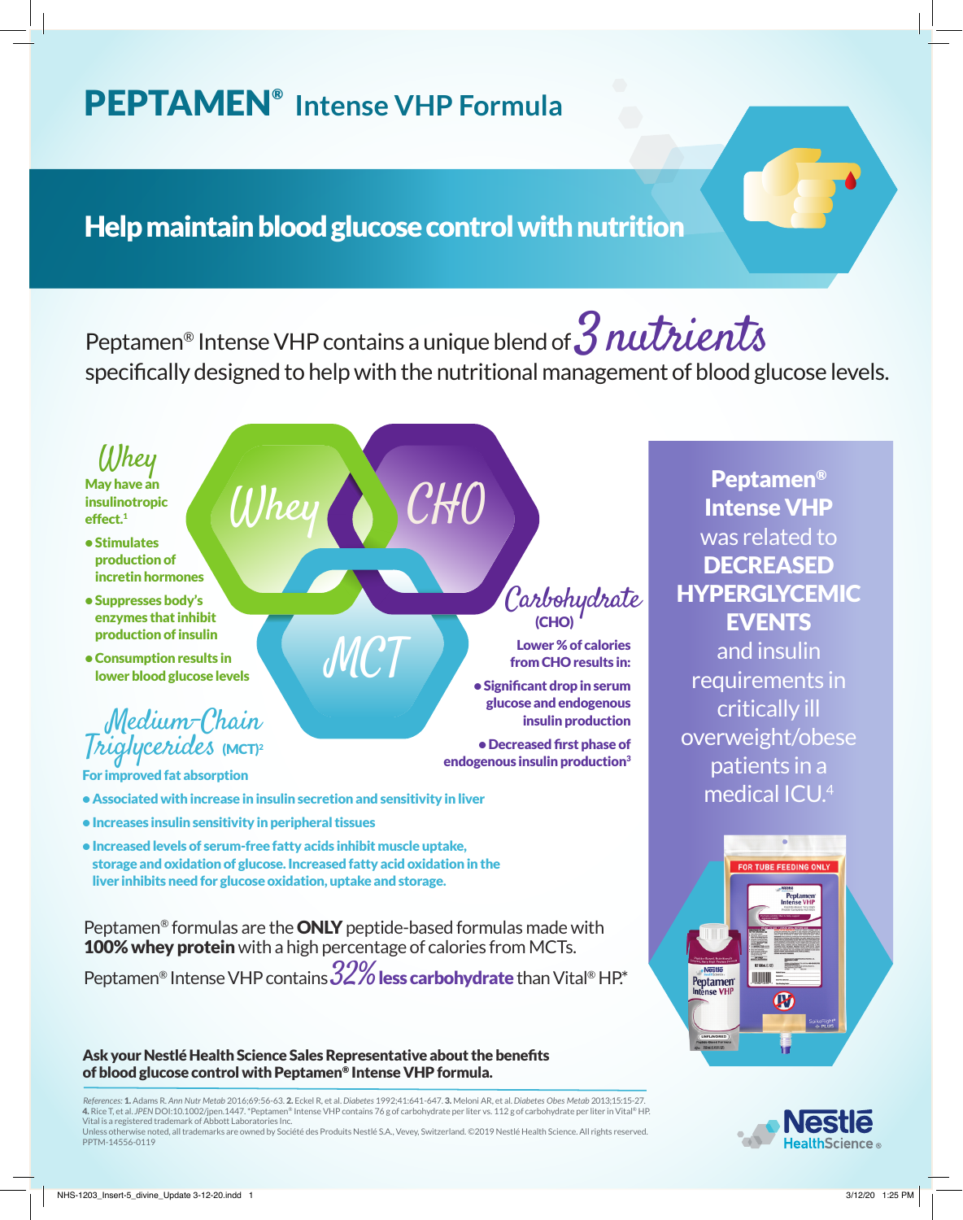# PEPTAMEN® Intense VHP Formula

## Help maintain blood glucose control with nutrition

Peptamen® Intense VHP contains a unique blend of *3 nutrients* specifically designed to help with the nutritional management of blood glucose levels.

Whey | CHO | MCT

### *Whey*

**May have an insulinotropic effect.[1]**

- **Stimulates production of incretin hormones**
- **Suppresses body's enzymes that inhibit production of insulin**
- **Consumption results in lower blood glucose levels**

### *Carbohydrate* (CHO)

**Lower % of calories from CHO results in:**

- **Significant drop in serum glucose and endogenous insulin production**
- **Decreased first phase of endogenous insulin production[3]**

### *Medium-Chain Triglycerides* (MCT)[2]

**For improved fat absorption**

- **Associated with increase in insulin secretion and sensitivity in liver**
- **Increases insulin sensitivity in peripheral tissues**
- **Increased levels of serum-free fatty acids inhibit muscle uptake, storage and oxidation of glucose. Increased fatty acid oxidation in the liver inhibits need for glucose oxidation, uptake and storage.**

**Peptamen® Intense VHP** was related to **DECREASED HYPERGLYCEMIC EVENTS** and insulin requirements in critically ill overweight/obese patients in a medical ICU.[4]

Peptamen® formulas are the **ONLY** peptide-based formulas made with **100% whey protein** with a high percentage of calories from MCTs.

Peptamen® Intense VHP contains *32%* **less carbohydrate** than Vital® HP.*

**Ask your Nestlé Health Science Sales Representative about the benefits of blood glucose control with Peptamen® Intense VHP formula.**

*References:* **1.** Adams R. *Ann Nutr Metab* 2016;69:56-63. **2.** Eckel R, et al. *Diabetes* 1992;41:641-647. **3.** Meloni AR, et al. *Diabetes Obes Metab* 2013;15:15-27. **4.** Rice T, et al. *JPEN* DOI:10.1002/jpen.1447. *Peptamen® Intense VHP contains 76 g of carbohydrate per liter vs. 112 g of carbohydrate per liter in Vital® HP.
Vital is a registered trademark of Abbott Laboratories Inc.
Unless otherwise noted, all trademarks are owned by Société des Produits Nestlé S.A., Vevey, Switzerland. ©2019 Nestlé Health Science. All rights reserved.
PPTM-14556-0119

Nestlé HealthScience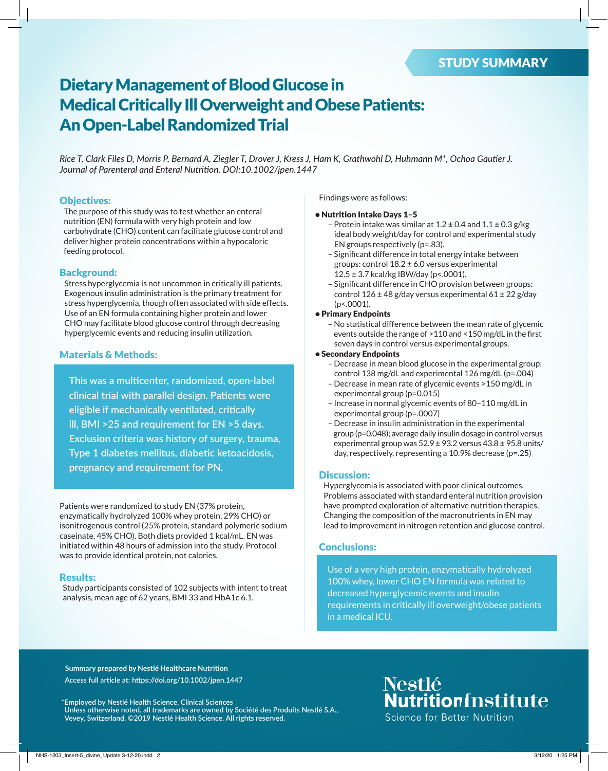STUDY SUMMARY

# Dietary Management of Blood Glucose in Medical Critically Ill Overweight and Obese Patients: An Open-Label Randomized Trial

*Rice T, Clark Files D, Morris P, Bernard A, Ziegler T, Drover J, Kress J, Ham K, Grathwohl D, Huhmann M\*, Ochoa Gautier J. Journal of Parenteral and Enteral Nutrition. DOI:10.1002/jpen.1447*

## Objectives:

The purpose of this study was to test whether an enteral nutrition (EN) formula with very high protein and low carbohydrate (CHO) content can facilitate glucose control and deliver higher protein concentrations within a hypocaloric feeding protocol.

## Background:

Stress hyperglycemia is not uncommon in critically ill patients. Exogenous insulin administration is the primary treatment for stress hyperglycemia, though often associated with side effects. Use of an EN formula containing higher protein and lower CHO may facilitate blood glucose control through decreasing hyperglycemic events and reducing insulin utilization.

## Materials & Methods:

This was a multicenter, randomized, open-label clinical trial with parallel design. Patients were eligible if mechanically ventilated, critically ill, BMI >25 and requirement for EN >5 days. Exclusion criteria was history of surgery, trauma, Type 1 diabetes mellitus, diabetic ketoacidosis, pregnancy and requirement for PN.

Patients were randomized to study EN (37% protein, enzymatically hydrolyzed 100% whey protein, 29% CHO) or isonitrogenous control (25% protein, standard polymeric sodium caseinate, 45% CHO). Both diets provided 1 kcal/mL. EN was initiated within 48 hours of admission into the study. Protocol was to provide identical protein, not calories.

## Results:

Study participants consisted of 102 subjects with intent to treat analysis, mean age of 62 years, BMI 33 and HbA1c 6.1.

Findings were as follows:

- **Nutrition Intake Days 1–5**
  - Protein intake was similar at 1.2 ± 0.4 and 1.1 ± 0.3 g/kg ideal body weight/day for control and experimental study EN groups respectively (p=.83).
  - Significant difference in total energy intake between groups: control 18.2 ± 6.0 versus experimental 12.5 ± 3.7 kcal/kg IBW/day (p<.0001).
  - Significant difference in CHO provision between groups: control 126 ± 48 g/day versus experimental 61 ± 22 g/day (p<.0001).
- **Primary Endpoints**
  - No statistical difference between the mean rate of glycemic events outside the range of >110 and <150 mg/dL in the first seven days in control versus experimental groups.
- **Secondary Endpoints**
  - Decrease in mean blood glucose in the experimental group: control 138 mg/dL and experimental 126 mg/dL (p=.004)
  - Decrease in mean rate of glycemic events >150 mg/dL in experimental group (p=0.015)
  - Increase in normal glycemic events of 80–110 mg/dL in experimental group (p=.0007)
  - Decrease in insulin administration in the experimental group (p=0.048); average daily insulin dosage in control versus experimental group was 52.9 ± 93.2 versus 43.8 ± 95.8 units/day, respectively, representing a 10.9% decrease (p=.25)

## Discussion:

Hyperglycemia is associated with poor clinical outcomes. Problems associated with standard enteral nutrition provision have prompted exploration of alternative nutrition therapies. Changing the composition of the macronutrients in EN may lead to improvement in nitrogen retention and glucose control.

## Conclusions:

Use of a very high protein, enzymatically hydrolyzed 100% whey, lower CHO EN formula was related to decreased hyperglycemic events and insulin requirements in critically ill overweight/obese patients in a medical ICU.

**Summary prepared by Nestlé Healthcare Nutrition**

Access full article at: https://doi.org/10.1002/jpen.1447

\*Employed by Nestlé Health Science, Clinical Sciences
Unless otherwise noted, all trademarks are owned by Société des Produits Nestlé S.A., Vevey, Switzerland. ©2019 Nestlé Health Science. All rights reserved.

Nestlé Nutrition Institute
Science for Better Nutrition